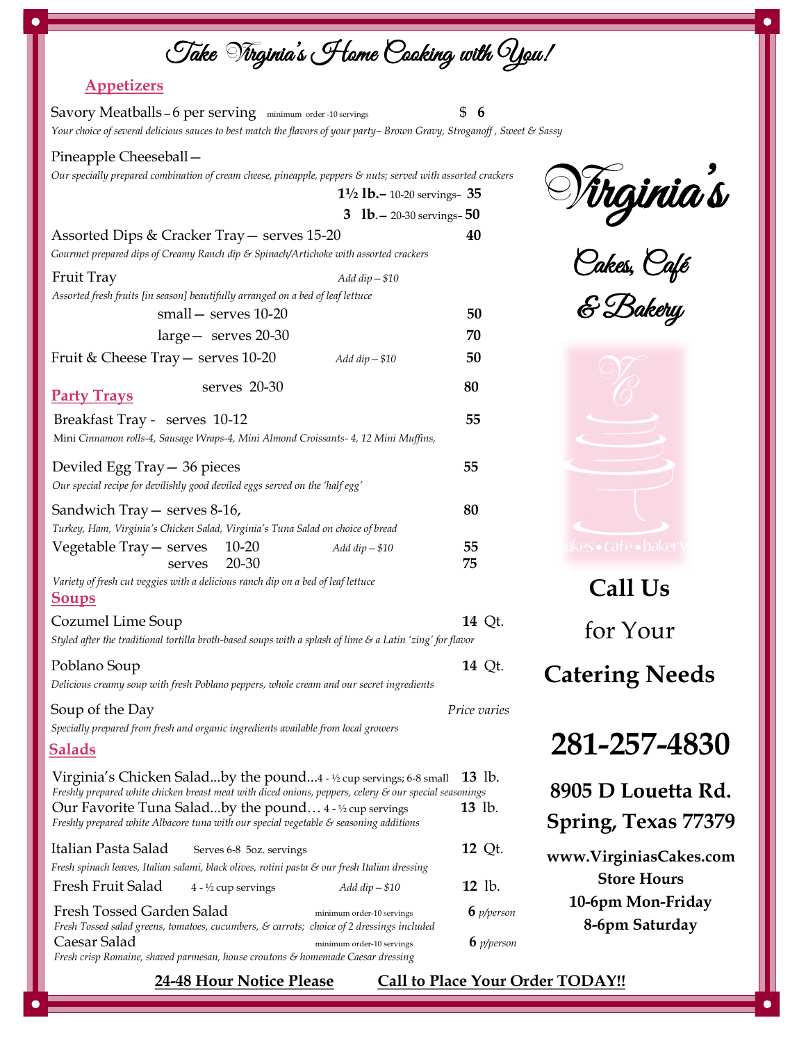# Take Virginia's Home Cooking with You!

## Appetizers

**Savory Meatballs** – 6 per serving minimum order -10 servings — $ **6**
*Your choice of several delicious sauces to best match the flavors of your party– Brown Gravy, Stroganoff , Sweet & Sassy*

**Pineapple Cheeseball** —
*Our specially prepared combination of cream cheese, pineapple, peppers & nuts; served with assorted crackers*

- **1½ lb.** – 10-20 servings – **35**
- **3 lb.** – 20-30 servings – **50**

**Assorted Dips & Cracker Tray** — serves 15-20 — **40**
*Gourmet prepared dips of Creamy Ranch dip & Spinach/Artichoke with assorted crackers*

**Fruit Tray** *Add dip – $10*
*Assorted fresh fruits [in season] beautifully arranged on a bed of leaf lettuce*

- small — serves 10-20 — **50**
- large — serves 20-30 — **70**

**Fruit & Cheese Tray** — serves 10-20 *Add dip – $10* — **50**
serves 20-30 — **80**

## Party Trays

**Breakfast Tray** - serves 10-12 — **55**
Mini *Cinnamon rolls-4, Sausage Wraps-4, Mini Almond Croissants- 4, 12 Mini Muffins,*

**Deviled Egg Tray** — 36 pieces — **55**
*Our special recipe for devilishly good deviled eggs served on the 'half egg'*

**Sandwich Tray** — serves 8-16, — **80**
*Turkey, Ham, Virginia's Chicken Salad, Virginia's Tuna Salad on choice of bread*

**Vegetable Tray** — *Add dip – $10*
- serves 10-20 — **55**
- serves 20-30 — **75**

*Variety of fresh cut veggies with a delicious ranch dip on a bed of leaf lettuce*

## Soups

**Cozumel Lime Soup** — **14** Qt.
*Styled after the traditional tortilla broth-based soups with a splash of lime & a Latin 'zing' for flavor*

**Poblano Soup** — **14** Qt.
*Delicious creamy soup with fresh Poblano peppers, whole cream and our secret ingredients*

**Soup of the Day** — *Price varies*
*Specially prepared from fresh and organic ingredients available from local growers*

## Salads

**Virginia's Chicken Salad...by the pound...** 4 - ½ cup servings; 6-8 small — **13** lb.
*Freshly prepared white chicken breast meat with diced onions, peppers, celery & our special seasonings*

**Our Favorite Tuna Salad...by the pound...** 4 - ½ cup servings — **13** lb.
*Freshly prepared white Albacore tuna with our special vegetable & seasoning additions*

**Italian Pasta Salad** Serves 6-8 5oz. servings — **12** Qt.
*Fresh spinach leaves, Italian salami, black olives, rotini pasta & our fresh Italian dressing*

**Fresh Fruit Salad** 4 - ½ cup servings *Add dip – $10* — **12** lb.

**Fresh Tossed Garden Salad** minimum order-10 servings — **6** *p/person*
*Fresh Tossed salad greens, tomatoes, cucumbers, & carrots; choice of 2 dressings included*

**Caesar Salad** minimum order-10 servings — **6** *p/person*
*Fresh crisp Romaine, shaved parmesan, house croutons & homemade Caesar dressing*

---

# Virginia's
## Cakes, Café & Bakery

cakes • cafe • bakery

**Call Us**
for Your
**Catering Needs**

**281-257-4830**

**8905 D Louetta Rd.**
**Spring, Texas 77379**

**www.VirginiasCakes.com**
**Store Hours**
**10-6pm Mon-Friday**
**8-6pm Saturday**

**24-48 Hour Notice Please** — **Call to Place Your Order TODAY!!**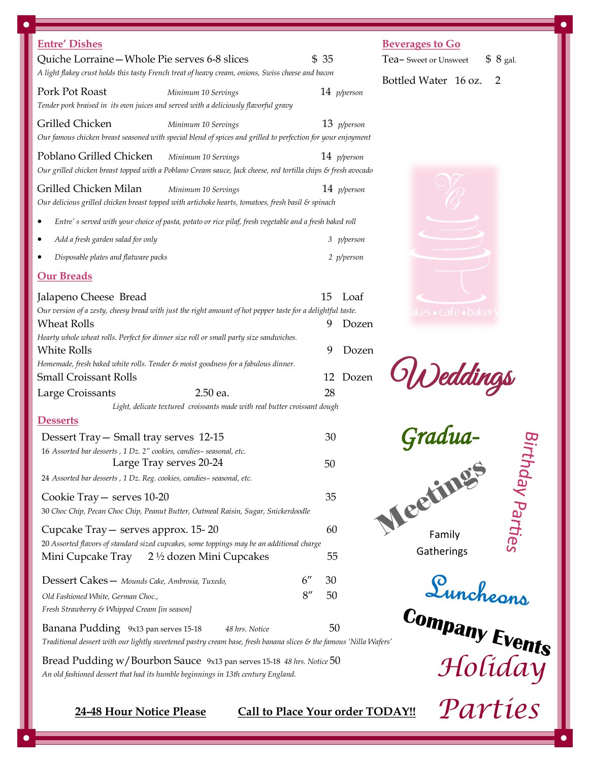## Entre' Dishes

Quiche Lorraine—Whole Pie serves 6-8 slices $ 35

*A light flakey crust holds this tasty French treat of heavy cream, onions, Swiss cheese and bacon*

Pork Pot Roast *Minimum 10 Servings* 14 *p/person*

*Tender pork braised in its own juices and served with a deliciously flavorful gravy*

Grilled Chicken *Minimum 10 Servings* 13 *p/person*

*Our famous chicken breast seasoned with special blend of spices and grilled to perfection for your enjoyment*

Poblano Grilled Chicken *Minimum 10 Servings* 14 *p/person*

*Our grilled chicken breast topped with a Poblano Cream sauce, Jack cheese, red tortilla chips & fresh avocado*

Grilled Chicken Milan *Minimum 10 Servings* 14 *p/person*

*Our delicious grilled chicken breast topped with artichoke hearts, tomatoes, fresh basil & spinach*

- *Entre' s served with your choice of pasta, potato or rice pilaf, fresh vegetable and a fresh baked roll*
- *Add a fresh garden salad for only* 3 *p/person*
- *Disposable plates and flatware packs* 2 *p/person*

## Our Breads

Jalapeno Cheese Bread 15 Loaf

*Our version of a zesty, cheesy bread with just the right amount of hot pepper taste for a delightful taste.*

Wheat Rolls 9 Dozen

*Hearty whole wheat rolls. Perfect for dinner size roll or small party size sandwiches.*

White Rolls 9 Dozen

*Homemade, fresh baked white rolls. Tender & moist goodness for a fabulous dinner.*

Small Croissant Rolls 12 Dozen

Large Croissants 2.50 ea. 28

*Light, delicate textured croissants made with real butter croissant dough*

## Desserts

Dessert Tray— Small tray serves 12-15 30

16 *Assorted bar desserts , 1 Dz. 2" cookies, candies– seasonal, etc.*

Large Tray serves 20-24 50

24 *Assorted bar desserts , 1 Dz. Reg. cookies, candies– seasonal, etc.*

Cookie Tray— serves 10-20 35

30 *Choc Chip, Pecan Choc Chip, Peanut Butter, Oatmeal Raisin, Sugar, Snickerdoodle*

Cupcake Tray— serves approx. 15- 20 60

20 *Assorted flavors of standard sized cupcakes, some toppings may be an additional charge*

Mini Cupcake Tray 2 ½ dozen Mini Cupcakes 55

Dessert Cakes— *Mounds Cake, Ambrosia, Tuxedo, Old Fashioned White, German Choc., Fresh Strawberry & Whipped Cream [in season]* 6" 30 / 8" 50

Banana Pudding 9x13 pan serves 15-18 *48 hrs. Notice* 50

*Traditional dessert with our lightly sweetened pastry cream base, fresh banana slices & the famous 'Nilla Wafers'*

Bread Pudding w/Bourbon Sauce 9x13 pan serves 15-18 *48 hrs. Notice* 50

*An old fashioned dessert that had its humble beginnings in 13th century England.*

**24-48 Hour Notice Please** **Call to Place Your order TODAY!!**

## Beverages to Go

Tea– Sweet or Unsweet $ 8 gal.

Bottled Water 16 oz. 2

cakes • cafe • bakery

Weddings

Gradua-

Meetings

Birthday Parties

Family Gatherings

Luncheons

Company Events

Holiday Parties